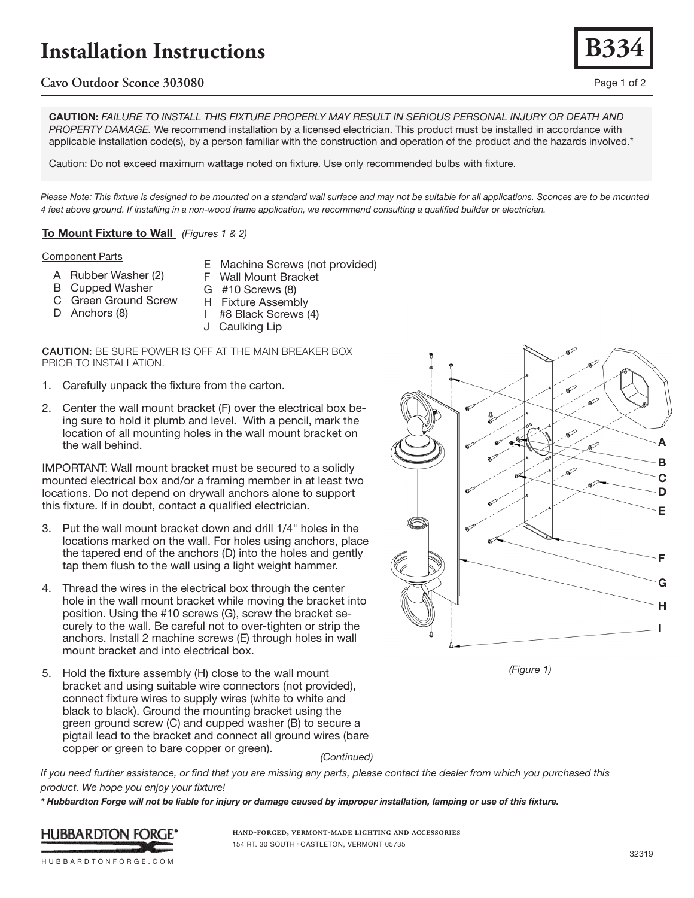# Installation Instructions

## Cavo Outdoor Sconce 303080

**B334**

**CAUTION:** *FAILURE TO INSTALL THIS FIXTURE PROPERLY MAY RESULT IN SERIOUS PERSONAL INJURY OR DEATH AND PROPERTY DAMAGE.* We recommend installation by a licensed electrician. This product must be installed in accordance with applicable installation code(s), by a person familiar with the construction and operation of the product and the hazards involved.*

Caution: Do not exceed maximum wattage noted on fixture. Use only recommended bulbs with fixture.

*Please Note: This fixture is designed to be mounted on a standard wall surface and may not be suitable for all applications. Sconces are to be mounted 4 feet above ground. If installing in a non-wood frame application, we recommend consulting a qualified builder or electrician.*

### To Mount Fixture to Wall *(Figures 1 & 2)*

Component Parts

- A Rubber Washer (2)
- B Cupped Washer
- C Green Ground Screw
- D Anchors (8)
- E Machine Screws (not provided)
- F Wall Mount Bracket
- G #10 Screws (8)
- H Fixture Assembly
- I #8 Black Screws (4)
- J Caulking Lip

CAUTION: BE SURE POWER IS OFF AT THE MAIN BREAKER BOX PRIOR TO INSTALLATION.

1. Carefully unpack the fixture from the carton.
2. Center the wall mount bracket (F) over the electrical box being sure to hold it plumb and level. With a pencil, mark the location of all mounting holes in the wall mount bracket on the wall behind.

IMPORTANT: Wall mount bracket must be secured to a solidly mounted electrical box and/or a framing member in at least two locations. Do not depend on drywall anchors alone to support this fixture. If in doubt, contact a qualified electrician.

3. Put the wall mount bracket down and drill 1/4" holes in the locations marked on the wall. For holes using anchors, place the tapered end of the anchors (D) into the holes and gently tap them flush to the wall using a light weight hammer.
4. Thread the wires in the electrical box through the center hole in the wall mount bracket while moving the bracket into position. Using the #10 screws (G), screw the bracket securely to the wall. Be careful not to over-tighten or strip the anchors. Install 2 machine screws (E) through holes in wall mount bracket and into electrical box.
5. Hold the fixture assembly (H) close to the wall mount bracket and using suitable wire connectors (not provided), connect fixture wires to supply wires (white to white and black to black). Ground the mounting bracket using the green ground screw (C) and cupped washer (B) to secure a pigtail lead to the bracket and connect all ground wires (bare copper or green to bare copper or green).

*(Continued)*

A B C D E F G H I

*(Figure 1)*

*If you need further assistance, or find that you are missing any parts, please contact the dealer from which you purchased this product. We hope you enjoy your fixture!*

***** Hubbardton Forge will not be liable for injury or damage caused by improper installation, lamping or use of this fixture.***

HUBBARDTON FORGE®

HUBBARDTONFORGE.COM

HAND-FORGED, VERMONT-MADE LIGHTING AND ACCESSORIES
154 RT. 30 SOUTH · CASTLETON, VERMONT 05735

32319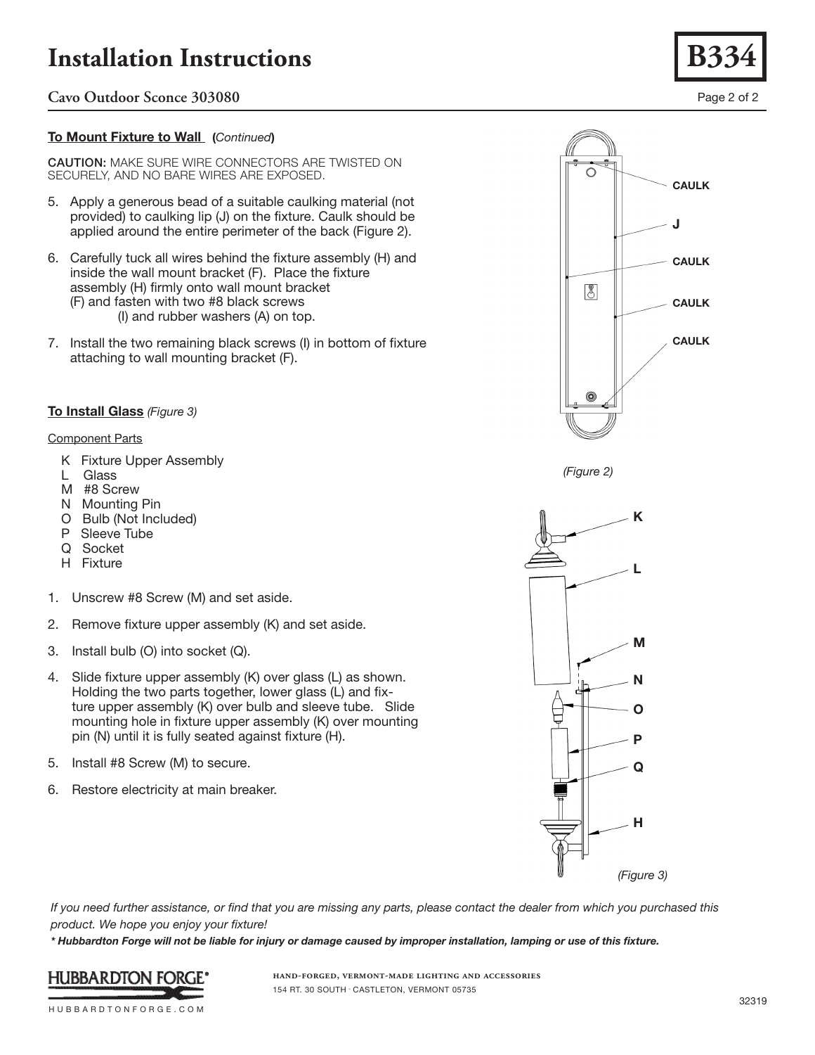# Installation Instructions

## Cavo Outdoor Sconce 303080

**B334**

### To Mount Fixture to Wall (*Continued*)

**CAUTION:** MAKE SURE WIRE CONNECTORS ARE TWISTED ON SECURELY, AND NO BARE WIRES ARE EXPOSED.

5. Apply a generous bead of a suitable caulking material (not provided) to caulking lip (J) on the fixture. Caulk should be applied around the entire perimeter of the back (Figure 2).
6. Carefully tuck all wires behind the fixture assembly (H) and inside the wall mount bracket (F). Place the fixture assembly (H) firmly onto wall mount bracket (F) and fasten with two #8 black screws (I) and rubber washers (A) on top.
7. Install the two remaining black screws (I) in bottom of fixture attaching to wall mounting bracket (F).

CAULK

J

CAULK

CAULK

CAULK

*(Figure 2)*

### To Install Glass *(Figure 3)*

Component Parts

- K Fixture Upper Assembly
- L Glass
- M #8 Screw
- N Mounting Pin
- O Bulb (Not Included)
- P Sleeve Tube
- Q Socket
- H Fixture

1. Unscrew #8 Screw (M) and set aside.
2. Remove fixture upper assembly (K) and set aside.
3. Install bulb (O) into socket (Q).
4. Slide fixture upper assembly (K) over glass (L) as shown. Holding the two parts together, lower glass (L) and fixture upper assembly (K) over bulb and sleeve tube. Slide mounting hole in fixture upper assembly (K) over mounting pin (N) until it is fully seated against fixture (H).
5. Install #8 Screw (M) to secure.
6. Restore electricity at main breaker.

K

L

M

N

O

P

Q

H

*(Figure 3)*

*If you need further assistance, or find that you are missing any parts, please contact the dealer from which you purchased this product. We hope you enjoy your fixture!*

***\* Hubbardton Forge will not be liable for injury or damage caused by improper installation, lamping or use of this fixture.***

HUBBARDTON FORGE®

HUBBARDTONFORGE.COM

HAND-FORGED, VERMONT-MADE LIGHTING AND ACCESSORIES

154 RT. 30 SOUTH • CASTLETON, VERMONT 05735

32319